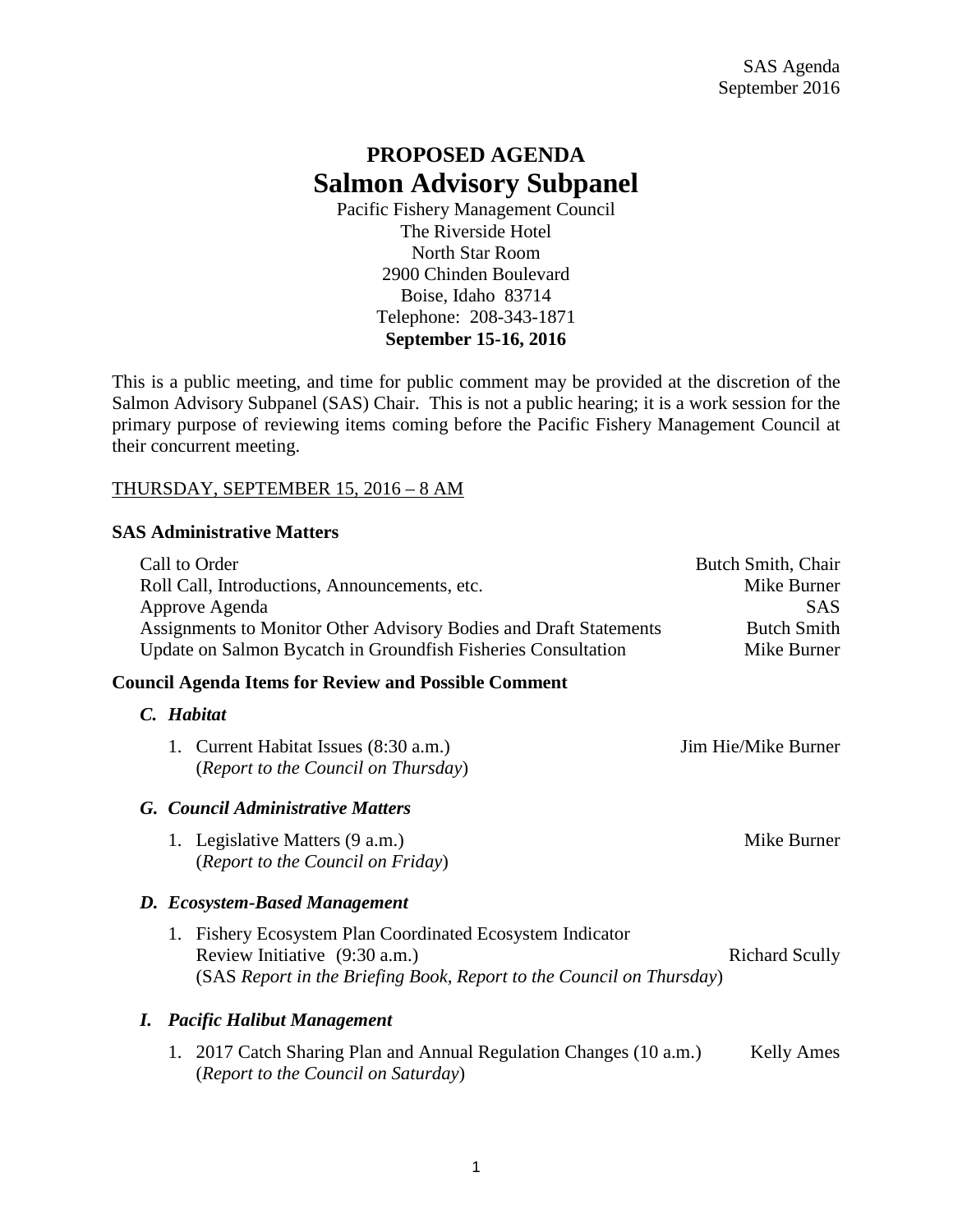# PROPOSED AGENDA
# Salmon Advisory Subpanel

Pacific Fishery Management Council
The Riverside Hotel
North Star Room
2900 Chinden Boulevard
Boise, Idaho 83714
Telephone: 208-343-1871
**September 15-16, 2016**

This is a public meeting, and time for public comment may be provided at the discretion of the Salmon Advisory Subpanel (SAS) Chair. This is not a public hearing; it is a work session for the primary purpose of reviewing items coming before the Pacific Fishery Management Council at their concurrent meeting.

THURSDAY, SEPTEMBER 15, 2016 – 8 AM

### SAS Administrative Matters

| | |
|---|---|
| Call to Order | Butch Smith, Chair |
| Roll Call, Introductions, Announcements, etc. | Mike Burner |
| Approve Agenda | SAS |
| Assignments to Monitor Other Advisory Bodies and Draft Statements | Butch Smith |
| Update on Salmon Bycatch in Groundfish Fisheries Consultation | Mike Burner |

### Council Agenda Items for Review and Possible Comment

#### *C. Habitat*

1. Current Habitat Issues (8:30 a.m.) — Jim Hie/Mike Burner
   (*Report to the Council on Thursday*)

#### *G. Council Administrative Matters*

1. Legislative Matters (9 a.m.) — Mike Burner
   (*Report to the Council on Friday*)

#### *D. Ecosystem-Based Management*

1. Fishery Ecosystem Plan Coordinated Ecosystem Indicator Review Initiative (9:30 a.m.) — Richard Scully
   (SAS *Report in the Briefing Book, Report to the Council on Thursday*)

#### *I. Pacific Halibut Management*

1. 2017 Catch Sharing Plan and Annual Regulation Changes (10 a.m.) — Kelly Ames
   (*Report to the Council on Saturday*)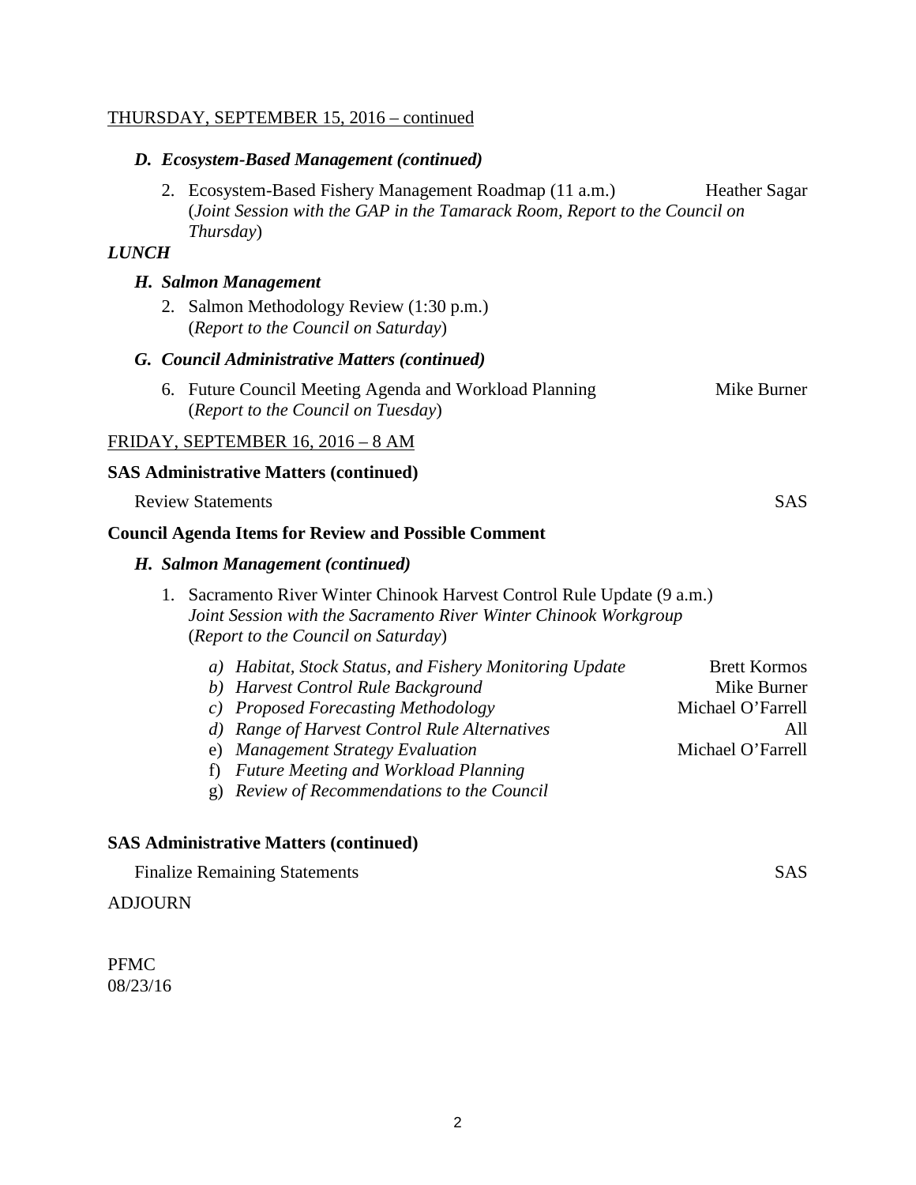THURSDAY, SEPTEMBER 15, 2016 – continued

***D. Ecosystem-Based Management (continued)***

2. Ecosystem-Based Fishery Management Roadmap (11 a.m.) Heather Sagar
   (*Joint Session with the GAP in the Tamarack Room, Report to the Council on Thursday*)

***LUNCH***

***H. Salmon Management***

2. Salmon Methodology Review (1:30 p.m.)
   (*Report to the Council on Saturday*)

***G. Council Administrative Matters (continued)***

6. Future Council Meeting Agenda and Workload Planning Mike Burner
   (*Report to the Council on Tuesday*)

FRIDAY, SEPTEMBER 16, 2016 – 8 AM

**SAS Administrative Matters (continued)**

Review Statements SAS

**Council Agenda Items for Review and Possible Comment**

***H. Salmon Management (continued)***

1. Sacramento River Winter Chinook Harvest Control Rule Update (9 a.m.)
   *Joint Session with the Sacramento River Winter Chinook Workgroup*
   (*Report to the Council on Saturday*)

   *a) Habitat, Stock Status, and Fishery Monitoring Update* Brett Kormos
   *b) Harvest Control Rule Background* Mike Burner
   *c) Proposed Forecasting Methodology* Michael O'Farrell
   *d) Range of Harvest Control Rule Alternatives* All
   e) *Management Strategy Evaluation* Michael O'Farrell
   f) *Future Meeting and Workload Planning*
   g) *Review of Recommendations to the Council*

**SAS Administrative Matters (continued)**

Finalize Remaining Statements SAS

ADJOURN

PFMC
08/23/16